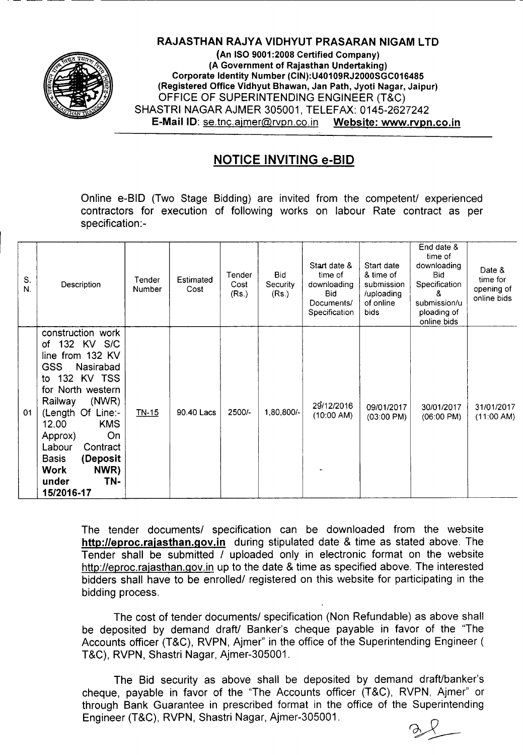**RAJASTHAN RAJYA VIDHYUT PRASARAN NIGAM LTD**

**(An ISO 9001:2008 Certified Company)**
**(A Government of Rajasthan Undertaking)**
**Corporate Identity Number (CIN):U40109RJ2000SGC016485**
**(Registered Office Vidhyut Bhawan, Jan Path, Jyoti Nagar, Jaipur)**
OFFICE OF SUPERINTENDING ENGINEER (T&C)
SHASTRI NAGAR AJMER 305001, TELEFAX: 0145-2627242
**E-Mail ID**: se.tnc.ajmer@rvpn.co.in **Website: www.rvpn.co.in**

## NOTICE INVITING e-BID

Online e-BID (Two Stage Bidding) are invited from the competent/ experienced contractors for execution of following works on labour Rate contract as per specification:-

| S. N. | Description | Tender Number | Estimated Cost | Tender Cost (Rs.) | Bid Security (Rs.) | Start date & time of downloading Bid Documents/ Specification | Start date & time of submission /uploading of online bids | End date & time of downloading Bid Specification & submission/uploading of online bids | Date & time for opening of online bids |
|---|---|---|---|---|---|---|---|---|---|
| 01 | construction work of 132 KV S/C line from 132 KV GSS Nasirabad to 132 KV TSS for North western Railway (NWR) (Length Of Line:- 12.00 KMS Approx) On Labour Contract Basis **(Deposit Work NWR) under TN-15/2016-17** | TN-15 | 90.40 Lacs | 2500/- | 1,80,800/- | 29/12/2016 (10:00 AM) | 09/01/2017 (03:00 PM) | 30/01/2017 (06:00 PM) | 31/01/2017 (11:00 AM) |

The tender documents/ specification can be downloaded from the website **http://eproc.rajasthan.gov.in** during stipulated date & time as stated above. The Tender shall be submitted / uploaded only in electronic format on the website http://eproc.rajasthan.gov.in up to the date & time as specified above. The interested bidders shall have to be enrolled/ registered on this website for participating in the bidding process.

The cost of tender documents/ specification (Non Refundable) as above shall be deposited by demand draft/ Banker's cheque payable in favor of the "The Accounts officer (T&C), RVPN, Ajmer" in the office of the Superintending Engineer ( T&C), RVPN, Shastri Nagar, Ajmer-305001.

The Bid security as above shall be deposited by demand draft/banker's cheque, payable in favor of the "The Accounts officer (T&C), RVPN, Ajmer" or through Bank Guarantee in prescribed format in the office of the Superintending Engineer (T&C), RVPN, Shastri Nagar, Ajmer-305001.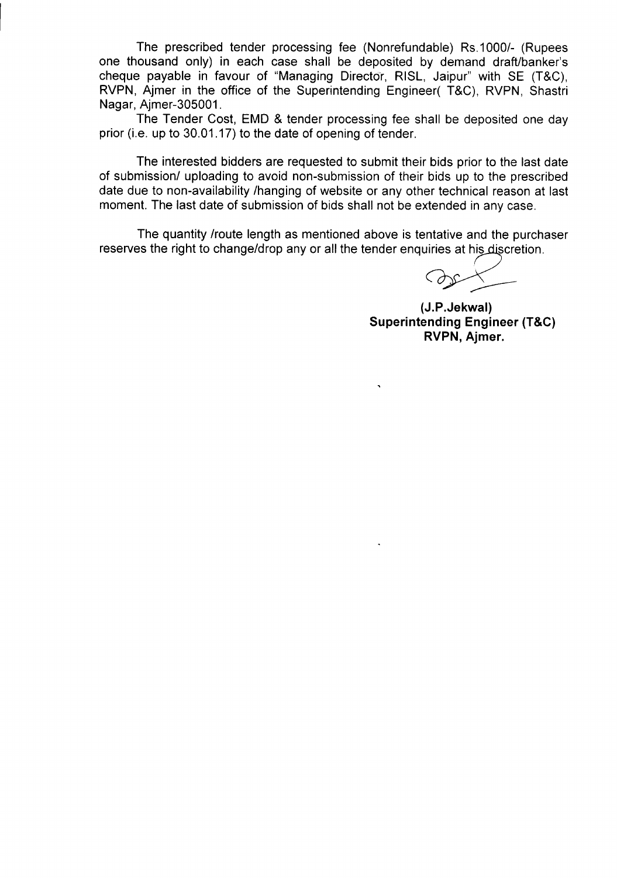The prescribed tender processing fee (Nonrefundable) Rs.1000/- (Rupees one thousand only) in each case shall be deposited by demand draft/banker's cheque payable in favour of "Managing Director, RISL, Jaipur" with SE (T&C), RVPN, Ajmer in the office of the Superintending Engineer( T&C), RVPN, Shastri Nagar, Ajmer-305001.

The Tender Cost, EMD & tender processing fee shall be deposited one day prior (i.e. up to 30.01.17) to the date of opening of tender.

The interested bidders are requested to submit their bids prior to the last date of submission/ uploading to avoid non-submission of their bids up to the prescribed date due to non-availability /hanging of website or any other technical reason at last moment. The last date of submission of bids shall not be extended in any case.

The quantity /route length as mentioned above is tentative and the purchaser reserves the right to change/drop any or all the tender enquiries at his discretion.

**(J.P.Jekwal)**
**Superintending Engineer (T&C)**
**RVPN, Ajmer.**